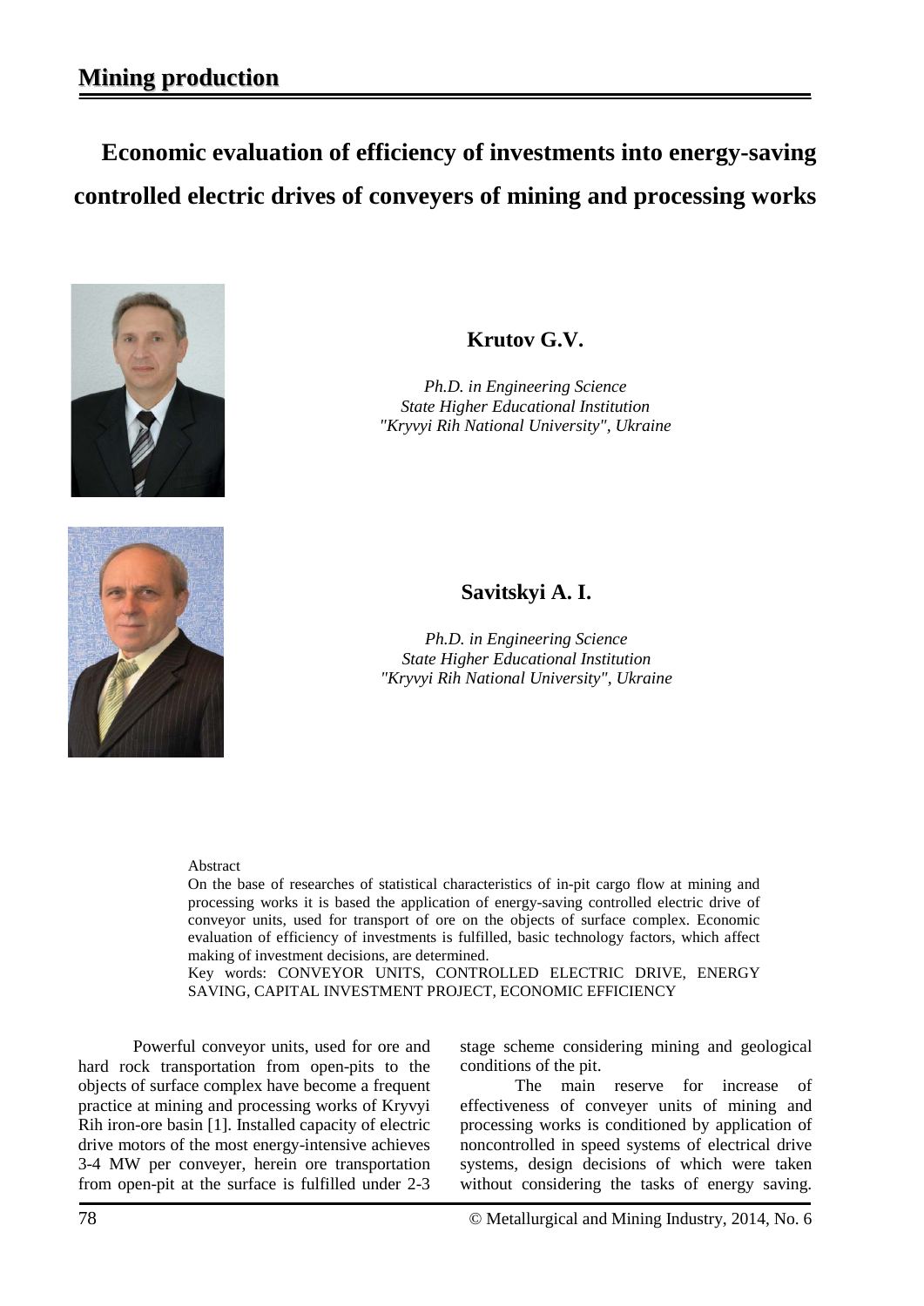# Mining production

## Economic evaluation of efficiency of investments into energy-saving controlled electric drives of conveyers of mining and processing works

**Krutov G.V.**

*Ph.D. in Engineering Science*
*State Higher Educational Institution*
*"Kryvyi Rih National University", Ukraine*

**Savitskyi A. I.**

*Ph.D. in Engineering Science*
*State Higher Educational Institution*
*"Kryvyi Rih National University", Ukraine*

Abstract

On the base of researches of statistical characteristics of in-pit cargo flow at mining and processing works it is based the application of energy-saving controlled electric drive of conveyor units, used for transport of ore on the objects of surface complex. Economic evaluation of efficiency of investments is fulfilled, basic technology factors, which affect making of investment decisions, are determined.

Key words: CONVEYOR UNITS, CONTROLLED ELECTRIC DRIVE, ENERGY SAVING, CAPITAL INVESTMENT PROJECT, ECONOMIC EFFICIENCY

Powerful conveyor units, used for ore and hard rock transportation from open-pits to the objects of surface complex have become a frequent practice at mining and processing works of Kryvyi Rih iron-ore basin [1]. Installed capacity of electric drive motors of the most energy-intensive achieves 3-4 MW per conveyer, herein ore transportation from open-pit at the surface is fulfilled under 2-3 stage scheme considering mining and geological conditions of the pit.

The main reserve for increase of effectiveness of conveyer units of mining and processing works is conditioned by application of noncontrolled in speed systems of electrical drive systems, design decisions of which were taken without considering the tasks of energy saving.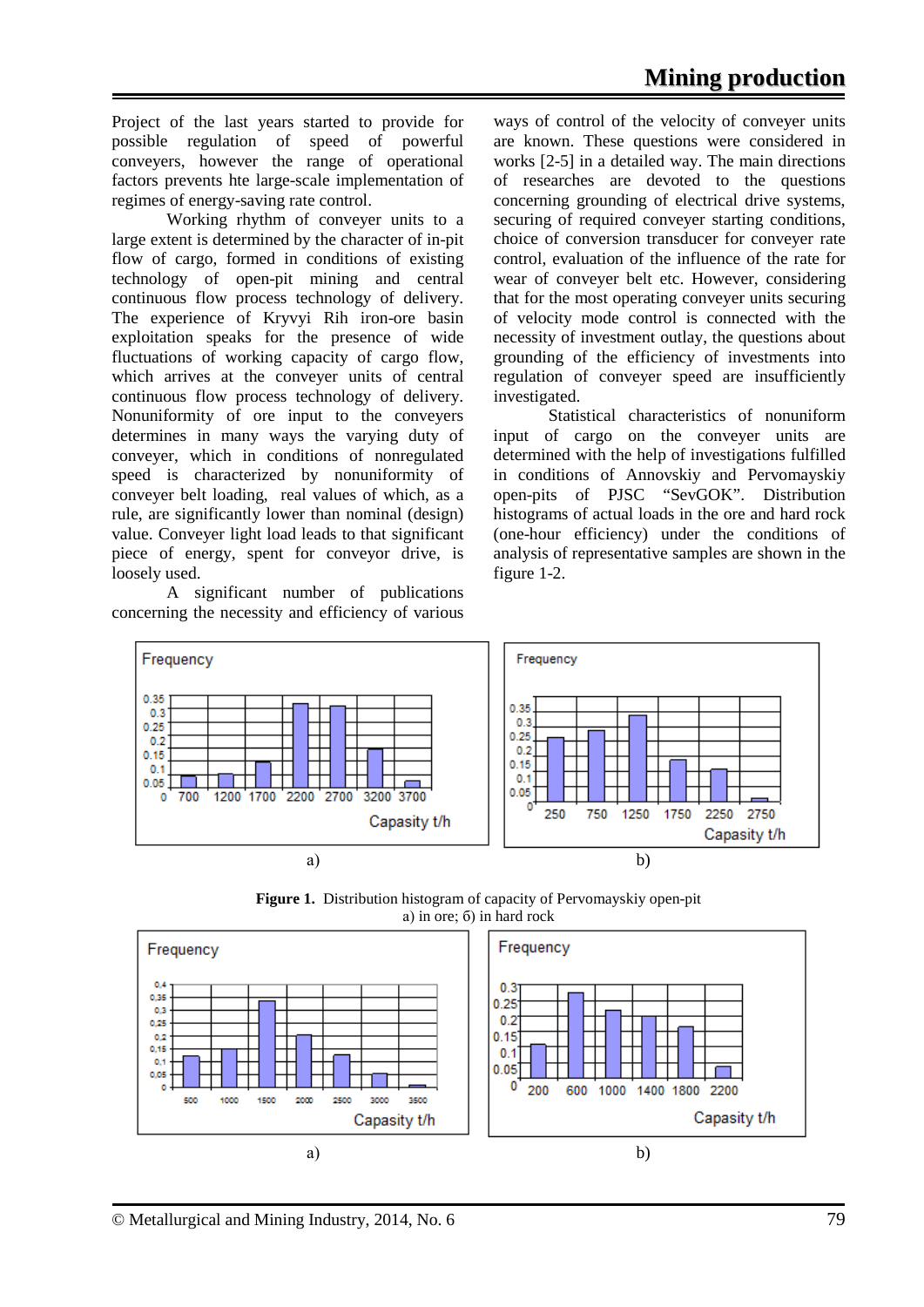Project of the last years started to provide for possible regulation of speed of powerful conveyers, however the range of operational factors prevents hte large-scale implementation of regimes of energy-saving rate control.

Working rhythm of conveyer units to a large extent is determined by the character of in-pit flow of cargo, formed in conditions of existing technology of open-pit mining and central continuous flow process technology of delivery. The experience of Kryvyi Rih iron-ore basin exploitation speaks for the presence of wide fluctuations of working capacity of cargo flow, which arrives at the conveyer units of central continuous flow process technology of delivery. Nonuniformity of ore input to the conveyers determines in many ways the varying duty of conveyer, which in conditions of nonregulated speed is characterized by nonuniformity of conveyer belt loading, real values of which, as a rule, are significantly lower than nominal (design) value. Conveyer light load leads to that significant piece of energy, spent for conveyor drive, is loosely used.

A significant number of publications concerning the necessity and efficiency of various ways of control of the velocity of conveyer units are known. These questions were considered in works [2-5] in a detailed way. The main directions of researches are devoted to the questions concerning grounding of electrical drive systems, securing of required conveyer starting conditions, choice of conversion transducer for conveyer rate control, evaluation of the influence of the rate for wear of conveyer belt etc. However, considering that for the most operating conveyer units securing of velocity mode control is connected with the necessity of investment outlay, the questions about grounding of the efficiency of investments into regulation of conveyer speed are insufficiently investigated.

Statistical characteristics of nonuniform input of cargo on the conveyer units are determined with the help of investigations fulfilled in conditions of Annovskiy and Pervomayskiy open-pits of PJSC "SevGOK". Distribution histograms of actual loads in the ore and hard rock (one-hour efficiency) under the conditions of analysis of representative samples are shown in the figure 1-2.

Frequency
0.35
0.3
0.25
0.2
0.15
0.1
0.05
0
700 1200 1700 2200 2700 3200 3700
Capasity t/h

a)

Frequency
0.35
0.3
0.25
0.2
0.15
0.1
0.05
0
250 750 1250 1750 2250 2750
Capasity t/h

b)

**Figure 1.** Distribution histogram of capacity of Pervomayskiy open-pit
a) in ore; б) in hard rock

Frequency
0,4
0,35
0,3
0,25
0,2
0,15
0,1
0,05
0
500 1000 1500 2000 2500 3000 3500
Capasity t/h

a)

Frequency
0.3
0.25
0.2
0.15
0.1
0.05
0
200 600 1000 1400 1800 2200
Capasity t/h

b)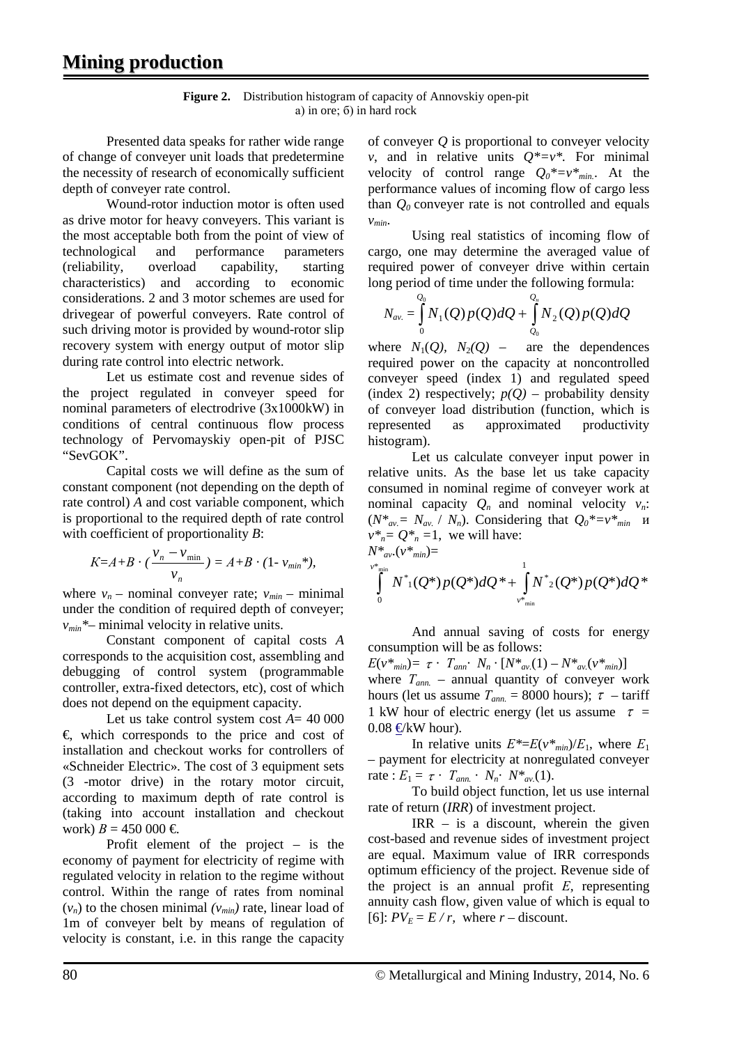**Figure 2.** Distribution histogram of capacity of Annovskiy open-pit
a) in ore; б) in hard rock

Presented data speaks for rather wide range of change of conveyer unit loads that predetermine the necessity of research of economically sufficient depth of conveyer rate control.

Wound-rotor induction motor is often used as drive motor for heavy conveyers. This variant is the most acceptable both from the point of view of technological and performance parameters (reliability, overload capability, starting characteristics) and according to economic considerations. 2 and 3 motor schemes are used for drivegear of powerful conveyers. Rate control of such driving motor is provided by wound-rotor slip recovery system with energy output of motor slip during rate control into electric network.

Let us estimate cost and revenue sides of the project regulated in conveyer speed for nominal parameters of electrodrive (3x1000kW) in conditions of central continuous flow process technology of Pervomayskiy open-pit of PJSC "SevGOK".

Capital costs we will define as the sum of constant component (not depending on the depth of rate control) $A$ and cost variable component, which is proportional to the required depth of rate control with coefficient of proportionality $B$:

$$K = A + B \cdot \left(\frac{v_n - v_{\min}}{v_n}\right) = A + B \cdot (1 - v_{\min}^*),$$

where $v_n$ – nominal conveyer rate; $v_{min}$ – minimal under the condition of required depth of conveyer; $v_{min}$*– minimal velocity in relative units.

Constant component of capital costs $A$ corresponds to the acquisition cost, assembling and debugging of control system (programmable controller, extra-fixed detectors, etc), cost of which does not depend on the equipment capacity.

Let us take control system cost $A$= 40 000 €, which corresponds to the price and cost of installation and checkout works for controllers of «Schneider Electric». The cost of 3 equipment sets (3 -motor drive) in the rotary motor circuit, according to maximum depth of rate control is (taking into account installation and checkout work) $B$ = 450 000 €.

Profit element of the project – is the economy of payment for electricity of regime with regulated velocity in relation to the regime without control. Within the range of rates from nominal ($v_n$) to the chosen minimal *($v_{min}$)* rate, linear load of 1m of conveyer belt by means of regulation of velocity is constant, i.e. in this range the capacity of conveyer $Q$ is proportional to conveyer velocity $v$, and in relative units $Q^*=v^*$. For minimal velocity of control range $Q_0^*=v^*_{min}$. At the performance values of incoming flow of cargo less than $Q_0$ conveyer rate is not controlled and equals $v_{min}$.

Using real statistics of incoming flow of cargo, one may determine the averaged value of required power of conveyer drive within certain long period of time under the following formula:

$$N_{av.} = \int_0^{Q_0} N_1(Q)p(Q)dQ + \int_{Q_0}^{Q_n} N_2(Q)p(Q)dQ$$

where $N_1(Q)$, $N_2(Q)$ – are the dependences required power on the capacity at noncontrolled conveyer speed (index 1) and regulated speed (index 2) respectively; $p(Q)$ – probability density of conveyer load distribution (function, which is represented as approximated productivity histogram).

Let us calculate conveyer input power in relative units. As the base let us take capacity consumed in nominal regime of conveyer work at nominal capacity $Q_n$ and nominal velocity $v_n$: ($N^*_{av.} = N_{av.} / N_n$). Considering that $Q_0^*=v^*_{min}$ и $v^*_n = Q^*_n = 1$, we will have:

$$N^*_{av}(v^*_{min}) = \int_0^{v^*_{\min}} N^*_1(Q^*)p(Q^*)dQ^* + \int_{v^*_{\min}}^1 N^*_2(Q^*)p(Q^*)dQ^*$$

And annual saving of costs for energy consumption will be as follows:

$$E(v^*_{min}) = \tau \cdot T_{ann} \cdot N_n \cdot [N^*_{av.}(1) - N^*_{av.}(v^*_{min})]$$

where $T_{ann.}$ – annual quantity of conveyer work hours (let us assume $T_{ann.}$ = 8000 hours); $\tau$ – tariff 1 kW hour of electric energy (let us assume $\tau$ = 0.08 €/kW hour).

In relative units $E^*=E(v^*_{min})/E_1$, where $E_1$ – payment for electricity at nonregulated conveyer rate : $E_1 = \tau \cdot T_{ann.} \cdot N_n \cdot N^*_{av.}(1)$.

To build object function, let us use internal rate of return (*IRR*) of investment project.

IRR – is a discount, wherein the given cost-based and revenue sides of investment project are equal. Maximum value of IRR corresponds optimum efficiency of the project. Revenue side of the project is an annual profit $E$, representing annuity cash flow, given value of which is equal to [6]: $PV_E = E / r$, where $r$ – discount.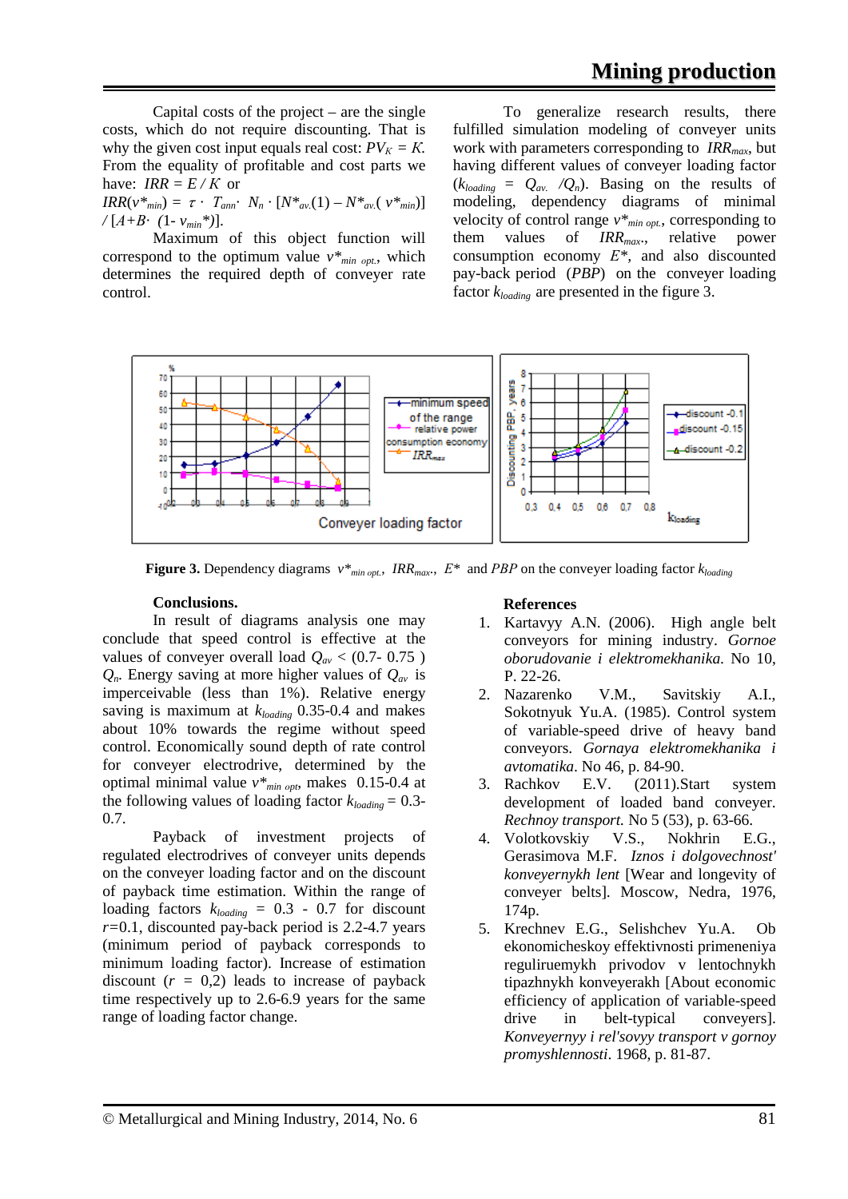Capital costs of the project – are the single costs, which do not require discounting. That is why the given cost input equals real cost: $PV_K = K$. From the equality of profitable and cost parts we have: $IRR = E / K$ or

$IRR(v^*_{min}) = \tau \cdot T_{ann} \cdot N_n \cdot [N^*_{av.}(1) - N^*_{av.}(v^*_{min})] / [A+B \cdot (1- v_{min}^*)]$.

Maximum of this object function will correspond to the optimum value $v^*_{min\ opt.}$, which determines the required depth of conveyer rate control.

To generalize research results, there fulfilled simulation modeling of conveyer units work with parameters corresponding to $IRR_{max}$, but having different values of conveyer loading factor ($k_{loading} = Q_{av.} / Q_n$). Basing on the results of modeling, dependency diagrams of minimal velocity of control range $v^*_{min\ opt.}$, corresponding to them values of $IRR_{max}$., relative power consumption economy $E^*$, and also discounted pay-back period (*PBP*) on the conveyer loading factor $k_{loading}$ are presented in the figure 3.

%
70
60
50
40
30
20
10
0
-10
0.2
0.3
0.4
0.5
0.6
0.7
0.8
0.9
minimum speed of the range
relative power consumption economy
$IRR_{max}$
Conveyer loading factor

Discounting PBP, years
8
7
6
5
4
3
2
1
0
0.3
0.4
0.5
0.6
0.7
0.8
discount -0.1
discount -0.15
discount -0.2
$k_{loading}$

**Figure 3.** Dependency diagrams $v^*_{min\ opt.}$, $IRR_{max}$., $E^*$ and *PBP* on the conveyer loading factor $k_{loading}$

### Conclusions.

In result of diagrams analysis one may conclude that speed control is effective at the values of conveyer overall load $Q_{av} < (0.7\text{- }0.75)\ Q_n$. Energy saving at more higher values of $Q_{av}$ is imperceivable (less than 1%). Relative energy saving is maximum at $k_{loading}$ 0.35-0.4 and makes about 10% towards the regime without speed control. Economically sound depth of rate control for conveyer electrodrive, determined by the optimal minimal value $v^*_{min\ opt}$, makes 0.15-0.4 at the following values of loading factor $k_{loading}$ = 0.3-0.7.

Payback of investment projects of regulated electrodrives of conveyer units depends on the conveyer loading factor and on the discount of payback time estimation. Within the range of loading factors $k_{loading}$ = 0.3 - 0.7 for discount $r$=0.1, discounted pay-back period is 2.2-4.7 years (minimum period of payback corresponds to minimum loading factor). Increase of estimation discount ($r$ = 0,2) leads to increase of payback time respectively up to 2.6-6.9 years for the same range of loading factor change.

### References

1. Kartavyy A.N. (2006). High angle belt conveyors for mining industry. *Gornoe oborudovanie i elektromekhanika.* No 10, P. 22-26.
2. Nazarenko V.M., Savitskiy A.I., Sokotnyuk Yu.A. (1985). Control system of variable-speed drive of heavy band conveyors. *Gornaya elektromekhanika i avtomatika.* No 46, p. 84-90.
3. Rachkov E.V. (2011).Start system development of loaded band conveyer. *Rechnoy transport.* No 5 (53), p. 63-66.
4. Volotkovskiy V.S., Nokhrin E.G., Gerasimova M.F. *Iznos i dolgovechnost' konveyernykh lent* [Wear and longevity of conveyer belts]. Moscow, Nedra, 1976, 174p.
5. Krechnev E.G., Selishchev Yu.A. Ob ekonomicheskoy effektivnosti primeneniya reguliruemykh privodov v lentochnykh tipazhnykh konveyerakh [About economic efficiency of application of variable-speed drive in belt-typical conveyers]. *Konveyernyy i rel'sovyy transport v gornoy promyshlennosti*. 1968, p. 81-87.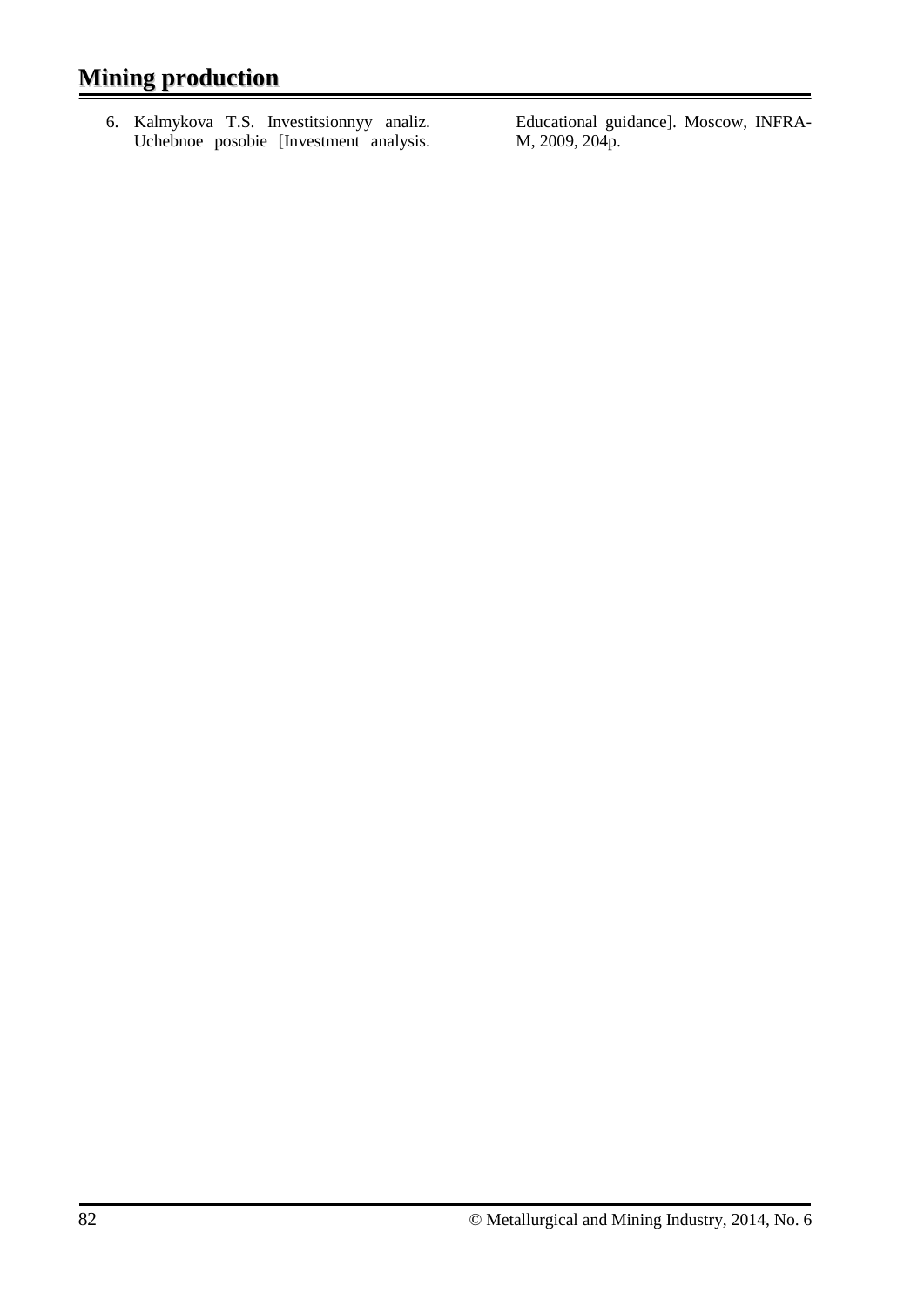6. Kalmykova T.S. Investitsionnyy analiz. Uchebnoe posobie [Investment analysis. Educational guidance]. Moscow, INFRA-M, 2009, 204p.